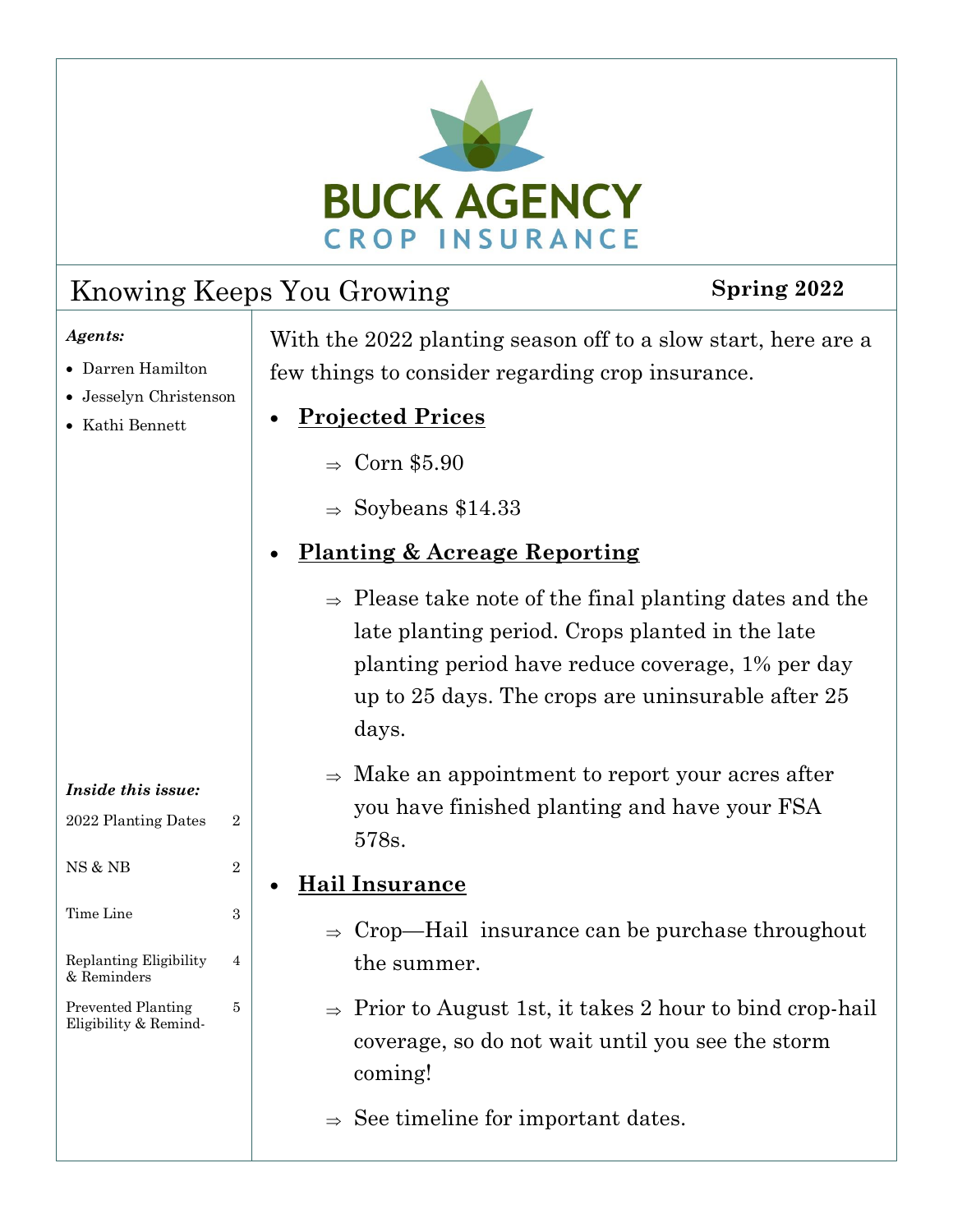# BUCK AGENCY
## CROP INSURANCE

## Knowing Keeps You Growing

**Spring 2022**

***Agents:***

- Darren Hamilton
- Jesselyn Christenson
- Kathi Bennett

***Inside this issue:***

| | |
|---|---|
| 2022 Planting Dates | 2 |
| NS & NB | 2 |
| Time Line | 3 |
| Replanting Eligibility & Reminders | 4 |
| Prevented Planting Eligibility & Remind- | 5 |

With the 2022 planting season off to a slow start, here are a few things to consider regarding crop insurance.

- **Projected Prices**
  - ⇒ Corn $5.90
  - ⇒ Soybeans $14.33
- **Planting & Acreage Reporting**
  - ⇒ Please take note of the final planting dates and the late planting period. Crops planted in the late planting period have reduce coverage, 1% per day up to 25 days. The crops are uninsurable after 25 days.
  - ⇒ Make an appointment to report your acres after you have finished planting and have your FSA 578s.
- **Hail Insurance**
  - ⇒ Crop—Hail insurance can be purchase throughout the summer.
  - ⇒ Prior to August 1st, it takes 2 hour to bind crop-hail coverage, so do not wait until you see the storm coming!
  - ⇒ See timeline for important dates.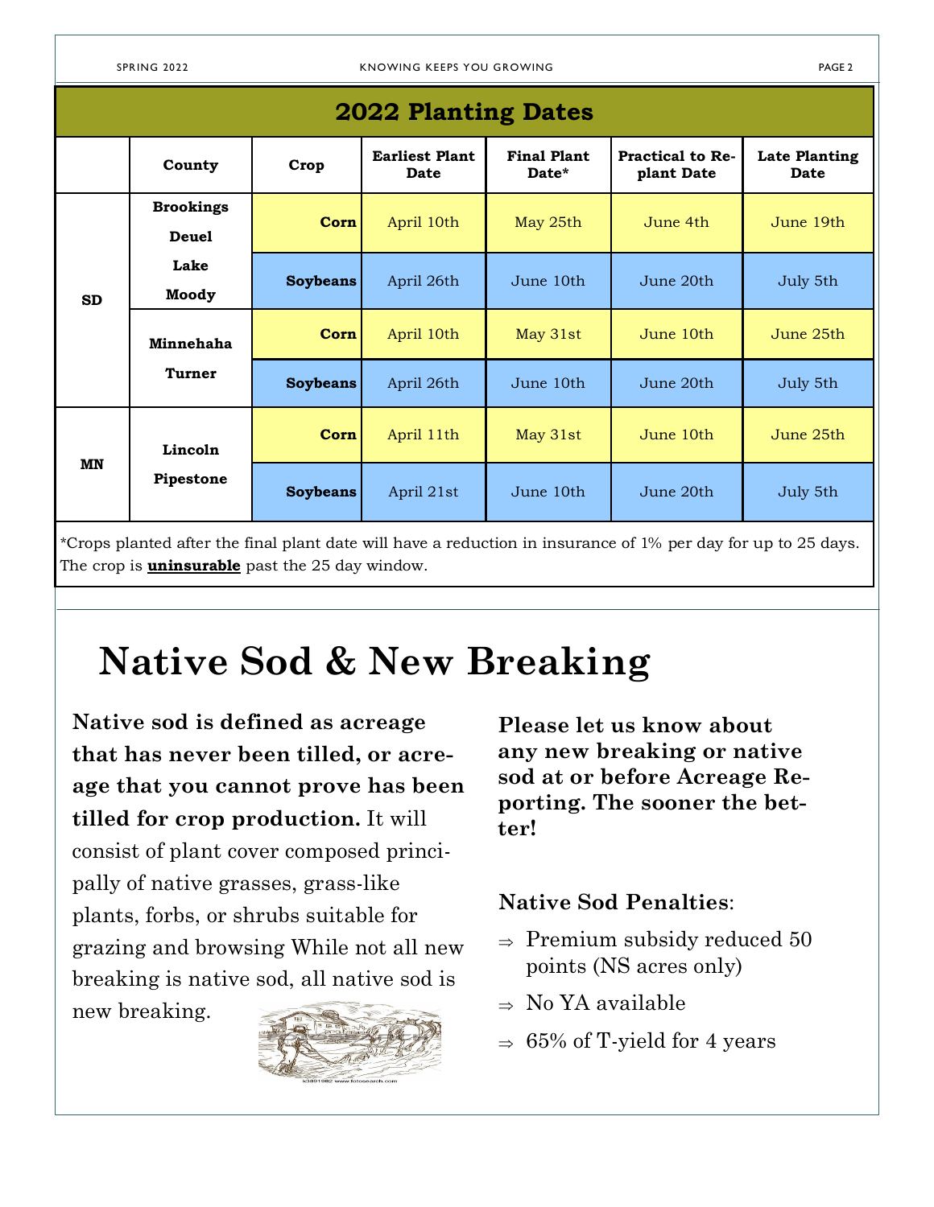## 2022 Planting Dates

| | County | Crop | Earliest Plant Date | Final Plant Date* | Practical to Replant Date | Late Planting Date |
|---|---|---|---|---|---|---|
| SD | Brookings, Deuel, Lake, Moody | Corn | April 10th | May 25th | June 4th | June 19th |
| | | Soybeans | April 26th | June 10th | June 20th | July 5th |
| | Minnehaha, Turner | Corn | April 10th | May 31st | June 10th | June 25th |
| | | Soybeans | April 26th | June 10th | June 20th | July 5th |
| MN | Lincoln, Pipestone | Corn | April 11th | May 31st | June 10th | June 25th |
| | | Soybeans | April 21st | June 10th | June 20th | July 5th |

*Crops planted after the final plant date will have a reduction in insurance of 1% per day for up to 25 days. The crop is **uninsurable** past the 25 day window.

# Native Sod & New Breaking

**Native sod is defined as acreage that has never been tilled, or acreage that you cannot prove has been tilled for crop production.** It will consist of plant cover composed principally of native grasses, grass-like plants, forbs, or shrubs suitable for grazing and browsing While not all new breaking is native sod, all native sod is new breaking.

**Please let us know about any new breaking or native sod at or before Acreage Reporting. The sooner the better!**

**Native Sod Penalties**:

- Premium subsidy reduced 50 points (NS acres only)
- No YA available
- 65% of T-yield for 4 years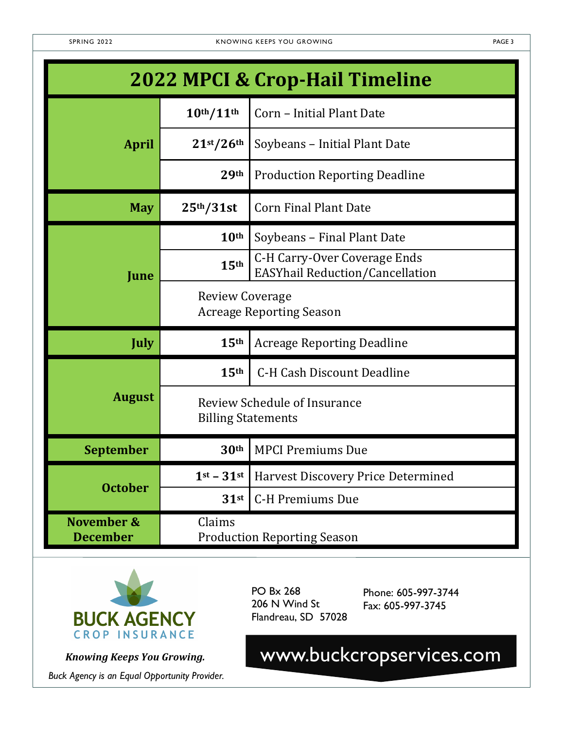## 2022 MPCI & Crop-Hail Timeline

| Month | Date | Event |
|---|---|---|
| April | 10th/11th | Corn – Initial Plant Date |
| | 21st/26th | Soybeans – Initial Plant Date |
| | 29th | Production Reporting Deadline |
| May | 25th/31st | Corn Final Plant Date |
| June | 10th | Soybeans – Final Plant Date |
| | 15th | C-H Carry-Over Coverage Ends<br>EASYhail Reduction/Cancellation |
| | Review Coverage<br>Acreage Reporting Season | |
| July | 15th | Acreage Reporting Deadline |
| August | 15th | C-H Cash Discount Deadline |
| | Review Schedule of Insurance<br>Billing Statements | |
| September | 30th | MPCI Premiums Due |
| October | 1st – 31st | Harvest Discovery Price Determined |
| | 31st | C-H Premiums Due |
| November & December | Claims<br>Production Reporting Season | |

**BUCK AGENCY**
CROP INSURANCE

***Knowing Keeps You Growing.***

*Buck Agency is an Equal Opportunity Provider.*

PO Bx 268
206 N Wind St
Flandreau, SD 57028

Phone: 605-997-3744
Fax: 605-997-3745

www.buckcropservices.com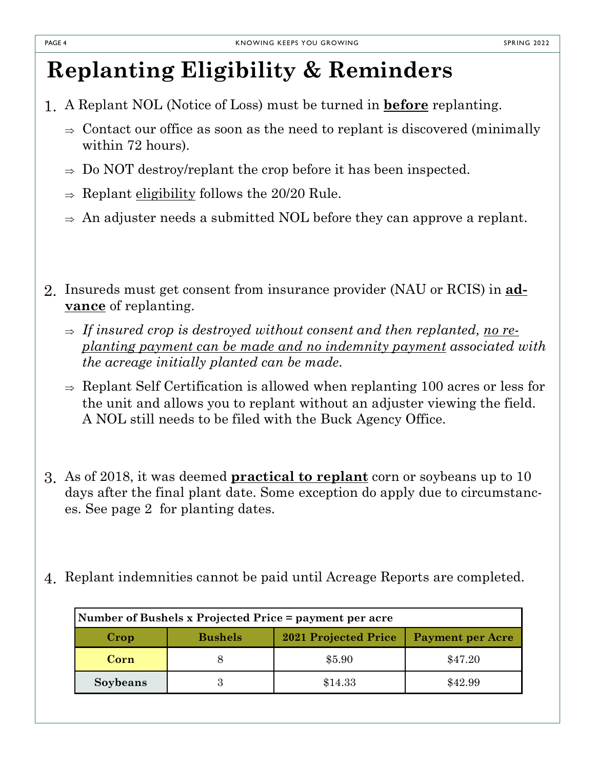# Replanting Eligibility & Reminders

1. A Replant NOL (Notice of Loss) must be turned in **before** replanting.
   - ⇒ Contact our office as soon as the need to replant is discovered (minimally within 72 hours).
   - ⇒ Do NOT destroy/replant the crop before it has been inspected.
   - ⇒ Replant eligibility follows the 20/20 Rule.
   - ⇒ An adjuster needs a submitted NOL before they can approve a replant.

2. Insureds must get consent from insurance provider (NAU or RCIS) in **advance** of replanting.
   - ⇒ *If insured crop is destroyed without consent and then replanted, no replanting payment can be made and no indemnity payment associated with the acreage initially planted can be made.*
   - ⇒ Replant Self Certification is allowed when replanting 100 acres or less for the unit and allows you to replant without an adjuster viewing the field. A NOL still needs to be filed with the Buck Agency Office.

3. As of 2018, it was deemed **practical to replant** corn or soybeans up to 10 days after the final plant date. Some exception do apply due to circumstances. See page 2 for planting dates.

4. Replant indemnities cannot be paid until Acreage Reports are completed.

| **Number of Bushels x Projected Price = payment per acre** | | | |
|---|---|---|---|
| **Crop** | **Bushels** | **2021 Projected Price** | **Payment per Acre** |
| **Corn** | 8 | $5.90 | $47.20 |
| **Soybeans** | 3 | $14.33 | $42.99 |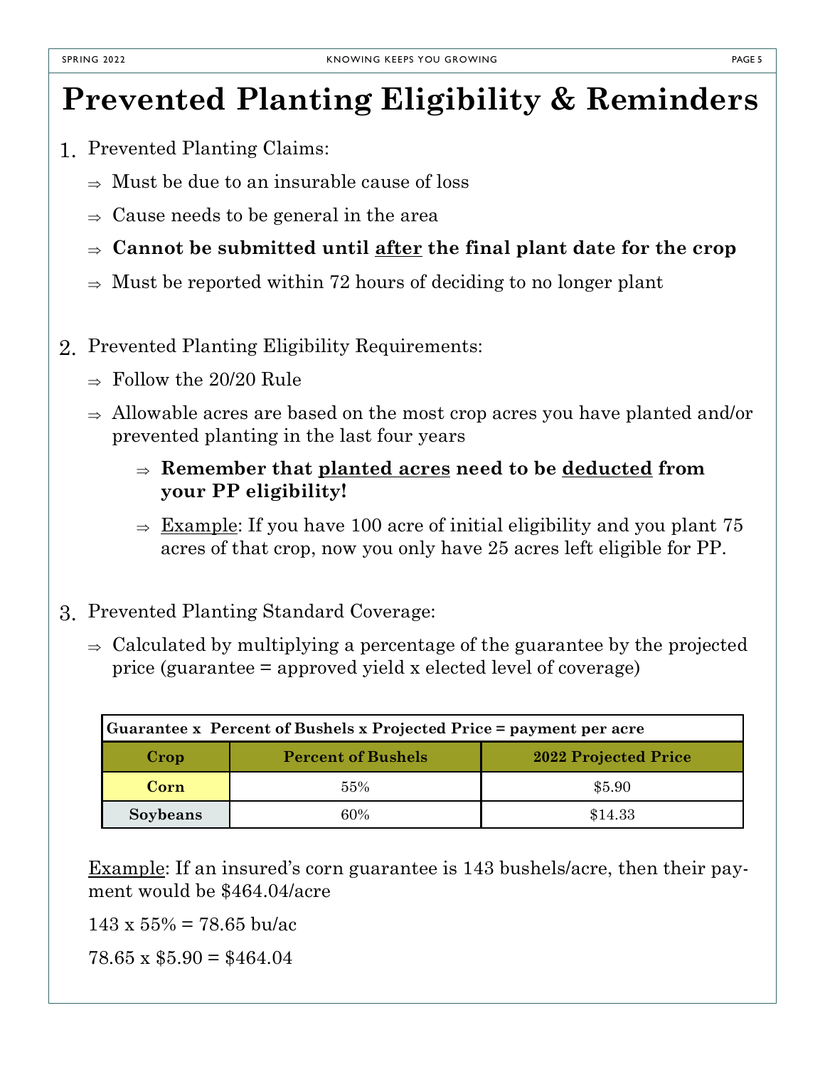# Prevented Planting Eligibility & Reminders

1. Prevented Planting Claims:
   - ⇒ Must be due to an insurable cause of loss
   - ⇒ Cause needs to be general in the area
   - ⇒ **Cannot be submitted until <u>after</u> the final plant date for the crop**
   - ⇒ Must be reported within 72 hours of deciding to no longer plant

2. Prevented Planting Eligibility Requirements:
   - ⇒ Follow the 20/20 Rule
   - ⇒ Allowable acres are based on the most crop acres you have planted and/or prevented planting in the last four years
     - ⇒ **Remember that <u>planted acres</u> need to be <u>deducted</u> from your PP eligibility!**
     - ⇒ <u>Example</u>: If you have 100 acre of initial eligibility and you plant 75 acres of that crop, now you only have 25 acres left eligible for PP.

3. Prevented Planting Standard Coverage:
   - ⇒ Calculated by multiplying a percentage of the guarantee by the projected price (guarantee = approved yield x elected level of coverage)

| **Guarantee x Percent of Bushels x Projected Price = payment per acre** | | |
|---|---|---|
| **Crop** | **Percent of Bushels** | **2022 Projected Price** |
| **Corn** | 55% | $5.90 |
| **Soybeans** | 60% | $14.33 |

<u>Example</u>: If an insured's corn guarantee is 143 bushels/acre, then their payment would be $464.04/acre

143 x 55% = 78.65 bu/ac

78.65 x $5.90 = $464.04